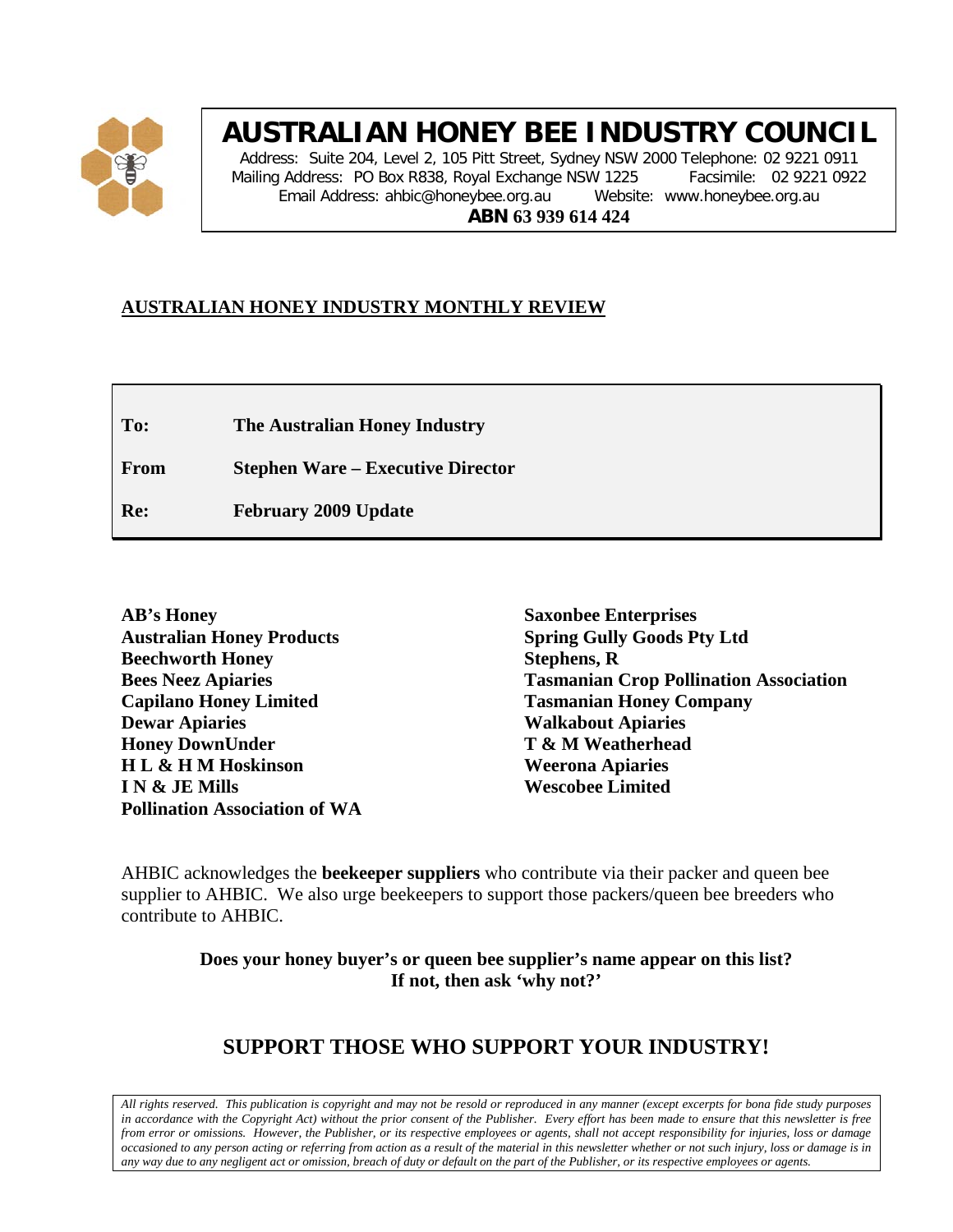# AUSTRALIAN HONEY BEE INDUSTRY COUNCIL

Address: Suite 204, Level 2, 105 Pitt Street, Sydney NSW 2000 Telephone: 02 9221 0911
Mailing Address: PO Box R838, Royal Exchange NSW 1225 Facsimile: 02 9221 0922
Email Address: ahbic@honeybee.org.au Website: www.honeybee.org.au
**ABN 63 939 614 424**

## AUSTRALIAN HONEY INDUSTRY MONTHLY REVIEW

**To:** **The Australian Honey Industry**

**From** **Stephen Ware – Executive Director**

**Re:** **February 2009 Update**

**AB's Honey**
**Australian Honey Products**
**Beechworth Honey**
**Bees Neez Apiaries**
**Capilano Honey Limited**
**Dewar Apiaries**
**Honey DownUnder**
**H L & H M Hoskinson**
**I N & JE Mills**
**Pollination Association of WA**
**Saxonbee Enterprises**
**Spring Gully Goods Pty Ltd**
**Stephens, R**
**Tasmanian Crop Pollination Association**
**Tasmanian Honey Company**
**Walkabout Apiaries**
**T & M Weatherhead**
**Weerona Apiaries**
**Wescobee Limited**

AHBIC acknowledges the **beekeeper suppliers** who contribute via their packer and queen bee supplier to AHBIC. We also urge beekeepers to support those packers/queen bee breeders who contribute to AHBIC.

**Does your honey buyer's or queen bee supplier's name appear on this list?**
**If not, then ask 'why not?'**

## SUPPORT THOSE WHO SUPPORT YOUR INDUSTRY!

*All rights reserved. This publication is copyright and may not be resold or reproduced in any manner (except excerpts for bona fide study purposes in accordance with the Copyright Act) without the prior consent of the Publisher. Every effort has been made to ensure that this newsletter is free from error or omissions. However, the Publisher, or its respective employees or agents, shall not accept responsibility for injuries, loss or damage occasioned to any person acting or referring from action as a result of the material in this newsletter whether or not such injury, loss or damage is in any way due to any negligent act or omission, breach of duty or default on the part of the Publisher, or its respective employees or agents.*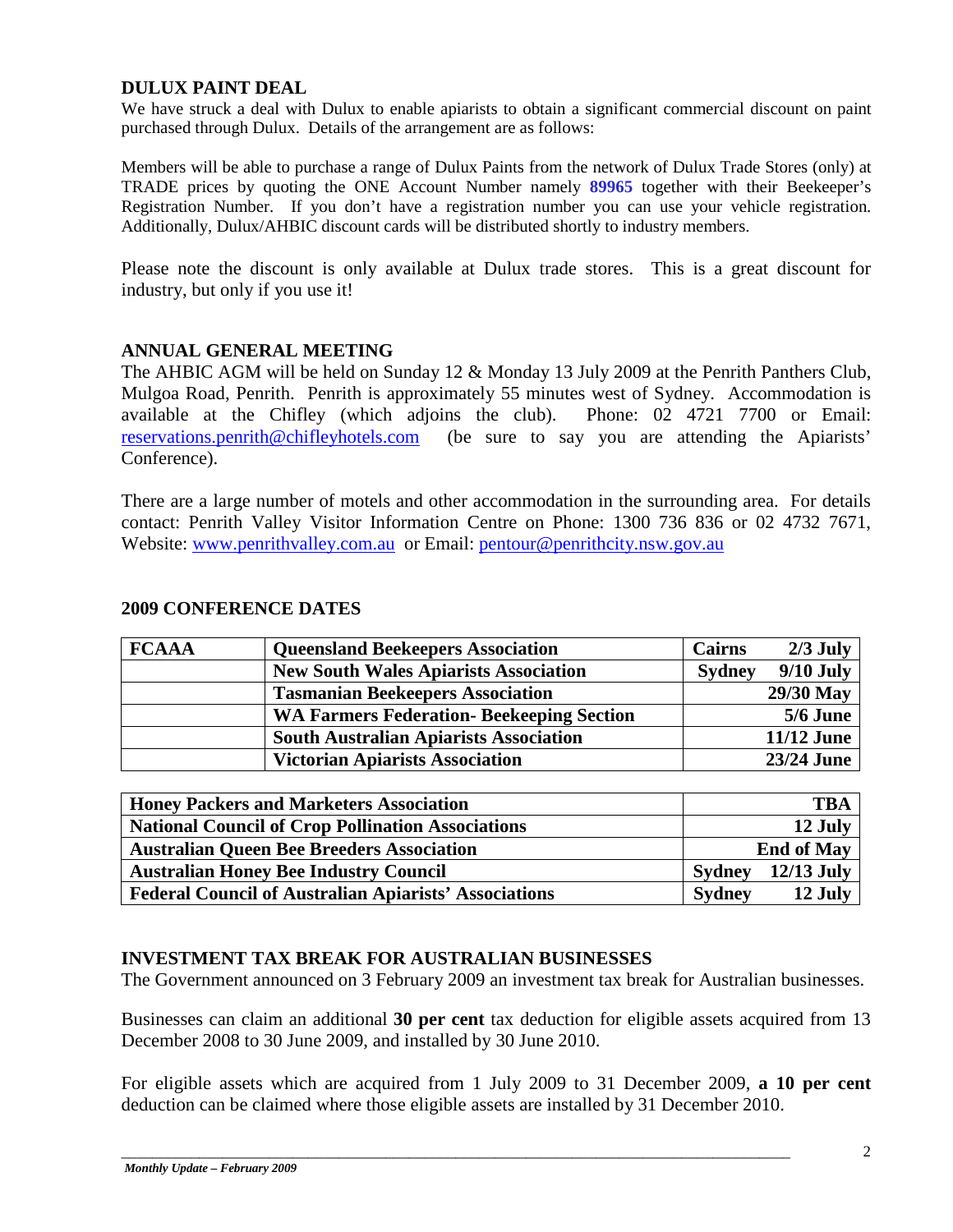## DULUX PAINT DEAL

We have struck a deal with Dulux to enable apiarists to obtain a significant commercial discount on paint purchased through Dulux. Details of the arrangement are as follows:

Members will be able to purchase a range of Dulux Paints from the network of Dulux Trade Stores (only) at TRADE prices by quoting the ONE Account Number namely **89965** together with their Beekeeper's Registration Number. If you don't have a registration number you can use your vehicle registration. Additionally, Dulux/AHBIC discount cards will be distributed shortly to industry members.

Please note the discount is only available at Dulux trade stores. This is a great discount for industry, but only if you use it!

## ANNUAL GENERAL MEETING

The AHBIC AGM will be held on Sunday 12 & Monday 13 July 2009 at the Penrith Panthers Club, Mulgoa Road, Penrith. Penrith is approximately 55 minutes west of Sydney. Accommodation is available at the Chifley (which adjoins the club). Phone: 02 4721 7700 or Email: reservations.penrith@chifleyhotels.com (be sure to say you are attending the Apiarists' Conference).

There are a large number of motels and other accommodation in the surrounding area. For details contact: Penrith Valley Visitor Information Centre on Phone: 1300 736 836 or 02 4732 7671, Website: www.penrithvalley.com.au or Email: pentour@penrithcity.nsw.gov.au

## 2009 CONFERENCE DATES

| | | | |
|---|---|---|---|
| **FCAAA** | **Queensland Beekeepers Association** | **Cairns** | **2/3 July** |
| | **New South Wales Apiarists Association** | **Sydney** | **9/10 July** |
| | **Tasmanian Beekeepers Association** | | **29/30 May** |
| | **WA Farmers Federation- Beekeeping Section** | | **5/6 June** |
| | **South Australian Apiarists Association** | | **11/12 June** |
| | **Victorian Apiarists Association** | | **23/24 June** |

| | | |
|---|---|---|
| **Honey Packers and Marketers Association** | | **TBA** |
| **National Council of Crop Pollination Associations** | | **12 July** |
| **Australian Queen Bee Breeders Association** | | **End of May** |
| **Australian Honey Bee Industry Council** | **Sydney** | **12/13 July** |
| **Federal Council of Australian Apiarists' Associations** | **Sydney** | **12 July** |

## INVESTMENT TAX BREAK FOR AUSTRALIAN BUSINESSES

The Government announced on 3 February 2009 an investment tax break for Australian businesses.

Businesses can claim an additional **30 per cent** tax deduction for eligible assets acquired from 13 December 2008 to 30 June 2009, and installed by 30 June 2010.

For eligible assets which are acquired from 1 July 2009 to 31 December 2009, **a 10 per cent** deduction can be claimed where those eligible assets are installed by 31 December 2010.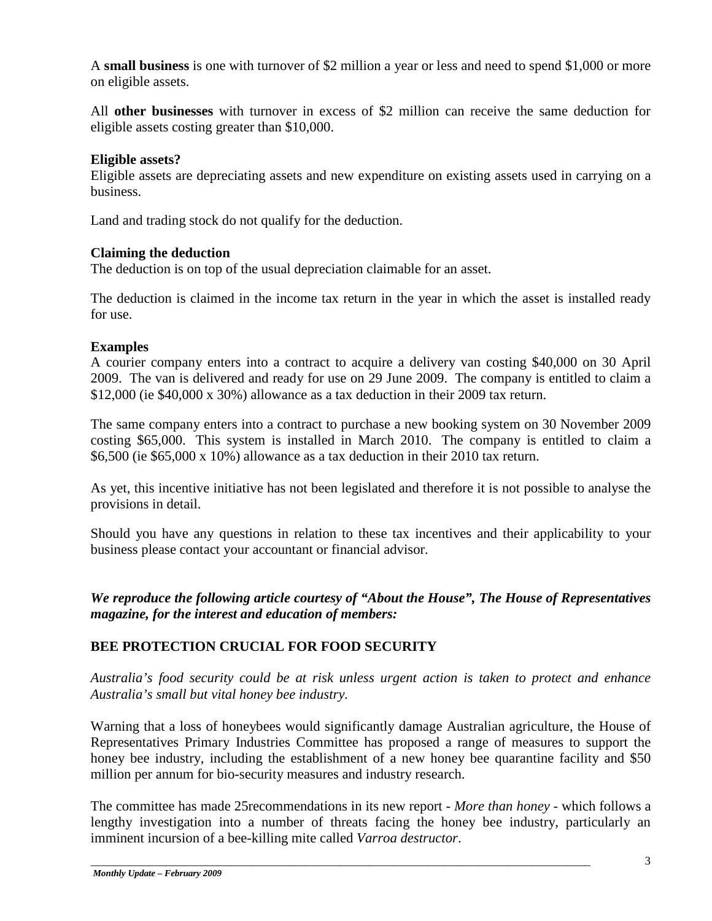A **small business** is one with turnover of $2 million a year or less and need to spend $1,000 or more on eligible assets.

All **other businesses** with turnover in excess of $2 million can receive the same deduction for eligible assets costing greater than $10,000.

**Eligible assets?**

Eligible assets are depreciating assets and new expenditure on existing assets used in carrying on a business.

Land and trading stock do not qualify for the deduction.

**Claiming the deduction**

The deduction is on top of the usual depreciation claimable for an asset.

The deduction is claimed in the income tax return in the year in which the asset is installed ready for use.

**Examples**

A courier company enters into a contract to acquire a delivery van costing $40,000 on 30 April 2009. The van is delivered and ready for use on 29 June 2009. The company is entitled to claim a $12,000 (ie $40,000 x 30%) allowance as a tax deduction in their 2009 tax return.

The same company enters into a contract to purchase a new booking system on 30 November 2009 costing $65,000. This system is installed in March 2010. The company is entitled to claim a $6,500 (ie $65,000 x 10%) allowance as a tax deduction in their 2010 tax return.

As yet, this incentive initiative has not been legislated and therefore it is not possible to analyse the provisions in detail.

Should you have any questions in relation to these tax incentives and their applicability to your business please contact your accountant or financial advisor.

***We reproduce the following article courtesy of "About the House", The House of Representatives magazine, for the interest and education of members:***

## BEE PROTECTION CRUCIAL FOR FOOD SECURITY

*Australia's food security could be at risk unless urgent action is taken to protect and enhance Australia's small but vital honey bee industry.*

Warning that a loss of honeybees would significantly damage Australian agriculture, the House of Representatives Primary Industries Committee has proposed a range of measures to support the honey bee industry, including the establishment of a new honey bee quarantine facility and $50 million per annum for bio-security measures and industry research.

The committee has made 25recommendations in its new report - *More than honey* - which follows a lengthy investigation into a number of threats facing the honey bee industry, particularly an imminent incursion of a bee-killing mite called *Varroa destructor*.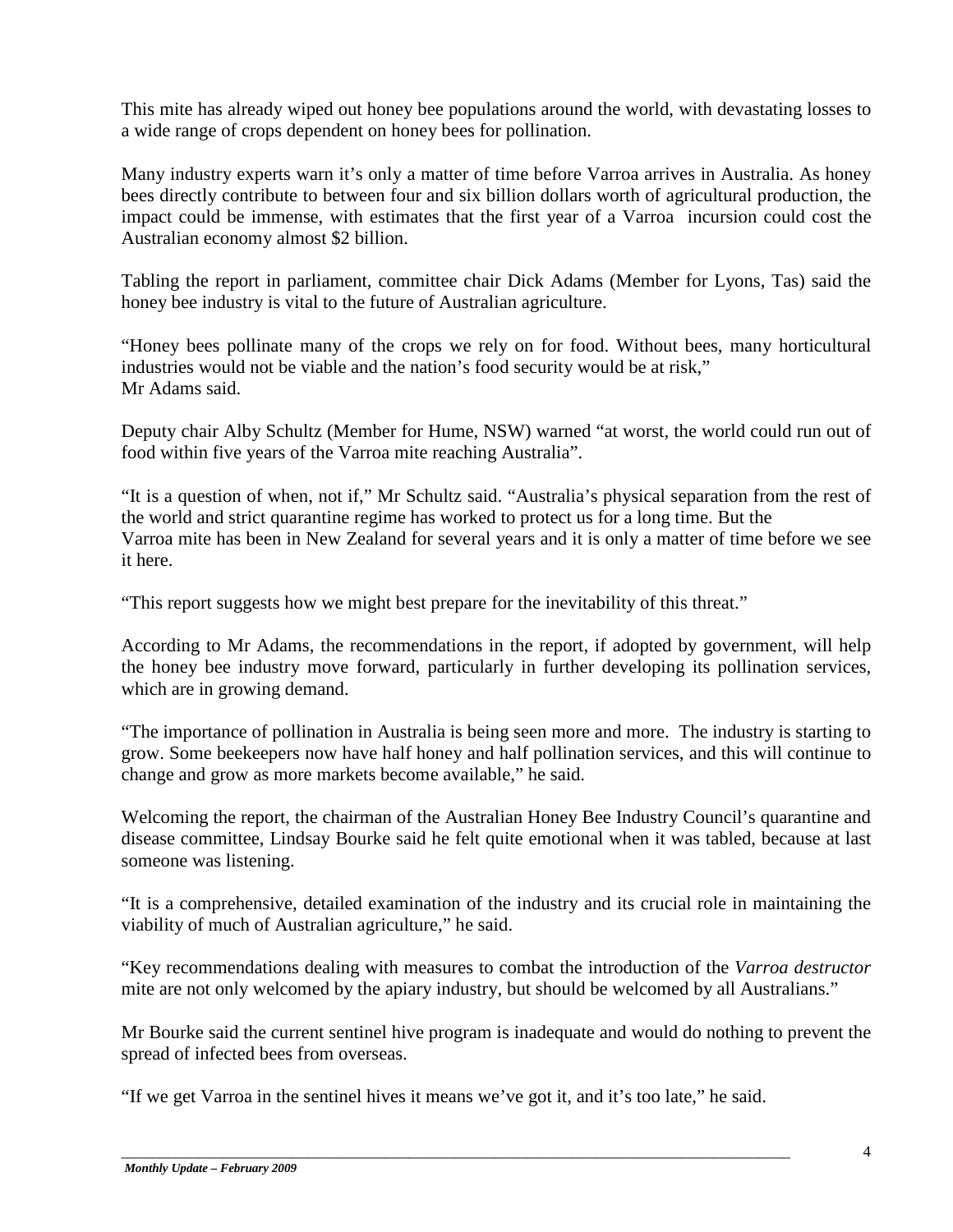This mite has already wiped out honey bee populations around the world, with devastating losses to a wide range of crops dependent on honey bees for pollination.

Many industry experts warn it's only a matter of time before Varroa arrives in Australia. As honey bees directly contribute to between four and six billion dollars worth of agricultural production, the impact could be immense, with estimates that the first year of a Varroa incursion could cost the Australian economy almost $2 billion.

Tabling the report in parliament, committee chair Dick Adams (Member for Lyons, Tas) said the honey bee industry is vital to the future of Australian agriculture.

"Honey bees pollinate many of the crops we rely on for food. Without bees, many horticultural industries would not be viable and the nation's food security would be at risk," Mr Adams said.

Deputy chair Alby Schultz (Member for Hume, NSW) warned "at worst, the world could run out of food within five years of the Varroa mite reaching Australia".

"It is a question of when, not if," Mr Schultz said. "Australia's physical separation from the rest of the world and strict quarantine regime has worked to protect us for a long time. But the Varroa mite has been in New Zealand for several years and it is only a matter of time before we see it here.

"This report suggests how we might best prepare for the inevitability of this threat."

According to Mr Adams, the recommendations in the report, if adopted by government, will help the honey bee industry move forward, particularly in further developing its pollination services, which are in growing demand.

"The importance of pollination in Australia is being seen more and more. The industry is starting to grow. Some beekeepers now have half honey and half pollination services, and this will continue to change and grow as more markets become available," he said.

Welcoming the report, the chairman of the Australian Honey Bee Industry Council's quarantine and disease committee, Lindsay Bourke said he felt quite emotional when it was tabled, because at last someone was listening.

"It is a comprehensive, detailed examination of the industry and its crucial role in maintaining the viability of much of Australian agriculture," he said.

"Key recommendations dealing with measures to combat the introduction of the *Varroa destructor* mite are not only welcomed by the apiary industry, but should be welcomed by all Australians."

Mr Bourke said the current sentinel hive program is inadequate and would do nothing to prevent the spread of infected bees from overseas.

"If we get Varroa in the sentinel hives it means we've got it, and it's too late," he said.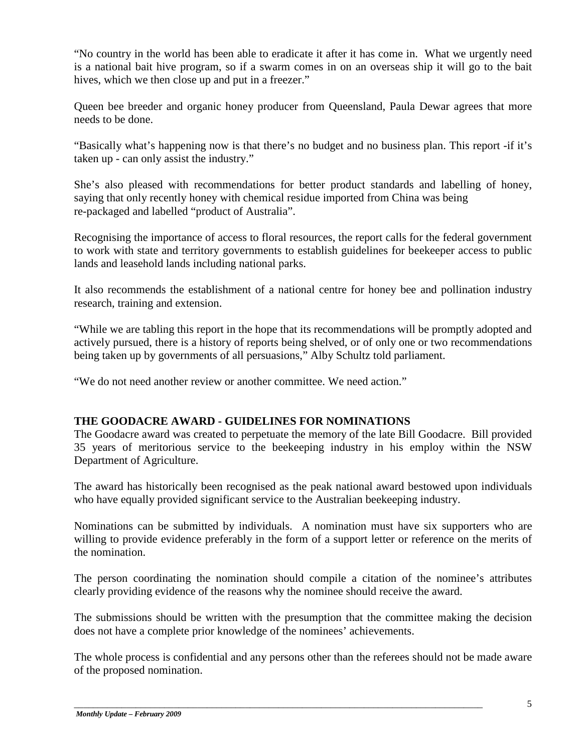"No country in the world has been able to eradicate it after it has come in. What we urgently need is a national bait hive program, so if a swarm comes in on an overseas ship it will go to the bait hives, which we then close up and put in a freezer."

Queen bee breeder and organic honey producer from Queensland, Paula Dewar agrees that more needs to be done.

"Basically what's happening now is that there's no budget and no business plan. This report -if it's taken up - can only assist the industry."

She's also pleased with recommendations for better product standards and labelling of honey, saying that only recently honey with chemical residue imported from China was being re-packaged and labelled "product of Australia".

Recognising the importance of access to floral resources, the report calls for the federal government to work with state and territory governments to establish guidelines for beekeeper access to public lands and leasehold lands including national parks.

It also recommends the establishment of a national centre for honey bee and pollination industry research, training and extension.

"While we are tabling this report in the hope that its recommendations will be promptly adopted and actively pursued, there is a history of reports being shelved, or of only one or two recommendations being taken up by governments of all persuasions," Alby Schultz told parliament.

"We do not need another review or another committee. We need action."

## THE GOODACRE AWARD - GUIDELINES FOR NOMINATIONS

The Goodacre award was created to perpetuate the memory of the late Bill Goodacre. Bill provided 35 years of meritorious service to the beekeeping industry in his employ within the NSW Department of Agriculture.

The award has historically been recognised as the peak national award bestowed upon individuals who have equally provided significant service to the Australian beekeeping industry.

Nominations can be submitted by individuals. A nomination must have six supporters who are willing to provide evidence preferably in the form of a support letter or reference on the merits of the nomination.

The person coordinating the nomination should compile a citation of the nominee's attributes clearly providing evidence of the reasons why the nominee should receive the award.

The submissions should be written with the presumption that the committee making the decision does not have a complete prior knowledge of the nominees' achievements.

The whole process is confidential and any persons other than the referees should not be made aware of the proposed nomination.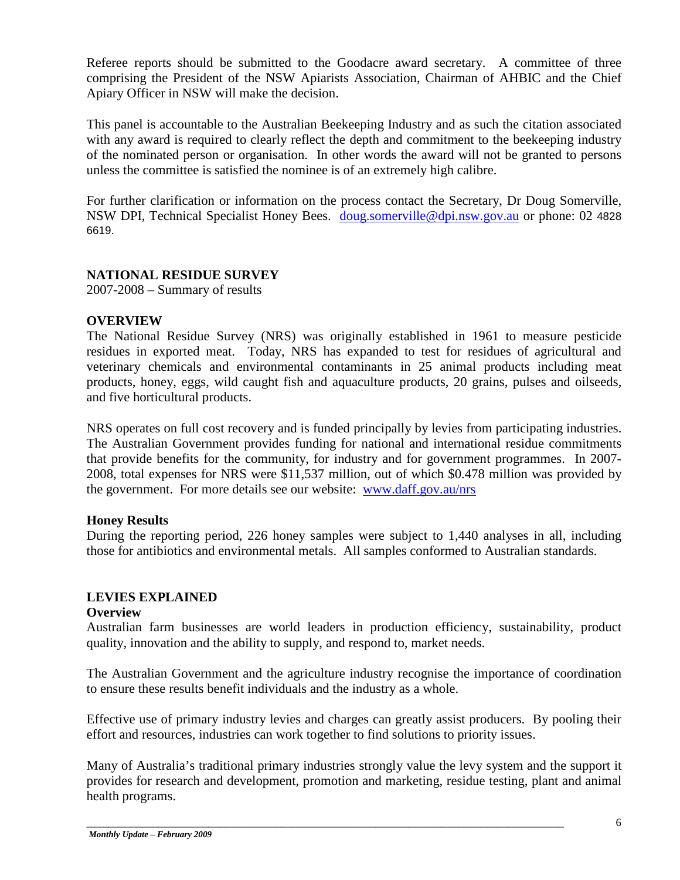Referee reports should be submitted to the Goodacre award secretary. A committee of three comprising the President of the NSW Apiarists Association, Chairman of AHBIC and the Chief Apiary Officer in NSW will make the decision.

This panel is accountable to the Australian Beekeeping Industry and as such the citation associated with any award is required to clearly reflect the depth and commitment to the beekeeping industry of the nominated person or organisation. In other words the award will not be granted to persons unless the committee is satisfied the nominee is of an extremely high calibre.

For further clarification or information on the process contact the Secretary, Dr Doug Somerville, NSW DPI, Technical Specialist Honey Bees. doug.somerville@dpi.nsw.gov.au or phone: 02 4828 6619.

## NATIONAL RESIDUE SURVEY

2007-2008 – Summary of results

### OVERVIEW

The National Residue Survey (NRS) was originally established in 1961 to measure pesticide residues in exported meat. Today, NRS has expanded to test for residues of agricultural and veterinary chemicals and environmental contaminants in 25 animal products including meat products, honey, eggs, wild caught fish and aquaculture products, 20 grains, pulses and oilseeds, and five horticultural products.

NRS operates on full cost recovery and is funded principally by levies from participating industries. The Australian Government provides funding for national and international residue commitments that provide benefits for the community, for industry and for government programmes. In 2007-2008, total expenses for NRS were $11,537 million, out of which $0.478 million was provided by the government. For more details see our website: www.daff.gov.au/nrs

### Honey Results

During the reporting period, 226 honey samples were subject to 1,440 analyses in all, including those for antibiotics and environmental metals. All samples conformed to Australian standards.

## LEVIES EXPLAINED

### Overview

Australian farm businesses are world leaders in production efficiency, sustainability, product quality, innovation and the ability to supply, and respond to, market needs.

The Australian Government and the agriculture industry recognise the importance of coordination to ensure these results benefit individuals and the industry as a whole.

Effective use of primary industry levies and charges can greatly assist producers. By pooling their effort and resources, industries can work together to find solutions to priority issues.

Many of Australia's traditional primary industries strongly value the levy system and the support it provides for research and development, promotion and marketing, residue testing, plant and animal health programs.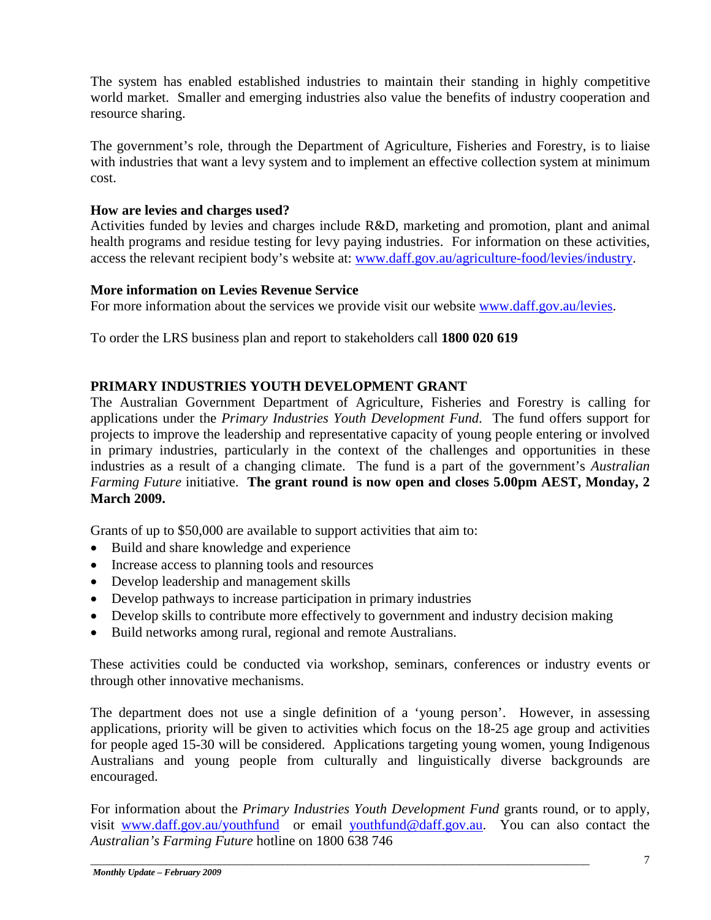The system has enabled established industries to maintain their standing in highly competitive world market. Smaller and emerging industries also value the benefits of industry cooperation and resource sharing.

The government's role, through the Department of Agriculture, Fisheries and Forestry, is to liaise with industries that want a levy system and to implement an effective collection system at minimum cost.

**How are levies and charges used?**
Activities funded by levies and charges include R&D, marketing and promotion, plant and animal health programs and residue testing for levy paying industries. For information on these activities, access the relevant recipient body's website at: www.daff.gov.au/agriculture-food/levies/industry.

**More information on Levies Revenue Service**
For more information about the services we provide visit our website www.daff.gov.au/levies.

To order the LRS business plan and report to stakeholders call **1800 020 619**

## PRIMARY INDUSTRIES YOUTH DEVELOPMENT GRANT

The Australian Government Department of Agriculture, Fisheries and Forestry is calling for applications under the *Primary Industries Youth Development Fund*. The fund offers support for projects to improve the leadership and representative capacity of young people entering or involved in primary industries, particularly in the context of the challenges and opportunities in these industries as a result of a changing climate. The fund is a part of the government's *Australian Farming Future* initiative. **The grant round is now open and closes 5.00pm AEST, Monday, 2 March 2009.**

Grants of up to $50,000 are available to support activities that aim to:

- Build and share knowledge and experience
- Increase access to planning tools and resources
- Develop leadership and management skills
- Develop pathways to increase participation in primary industries
- Develop skills to contribute more effectively to government and industry decision making
- Build networks among rural, regional and remote Australians.

These activities could be conducted via workshop, seminars, conferences or industry events or through other innovative mechanisms.

The department does not use a single definition of a 'young person'. However, in assessing applications, priority will be given to activities which focus on the 18-25 age group and activities for people aged 15-30 will be considered. Applications targeting young women, young Indigenous Australians and young people from culturally and linguistically diverse backgrounds are encouraged.

For information about the *Primary Industries Youth Development Fund* grants round, or to apply, visit www.daff.gov.au/youthfund or email youthfund@daff.gov.au. You can also contact the *Australian's Farming Future* hotline on 1800 638 746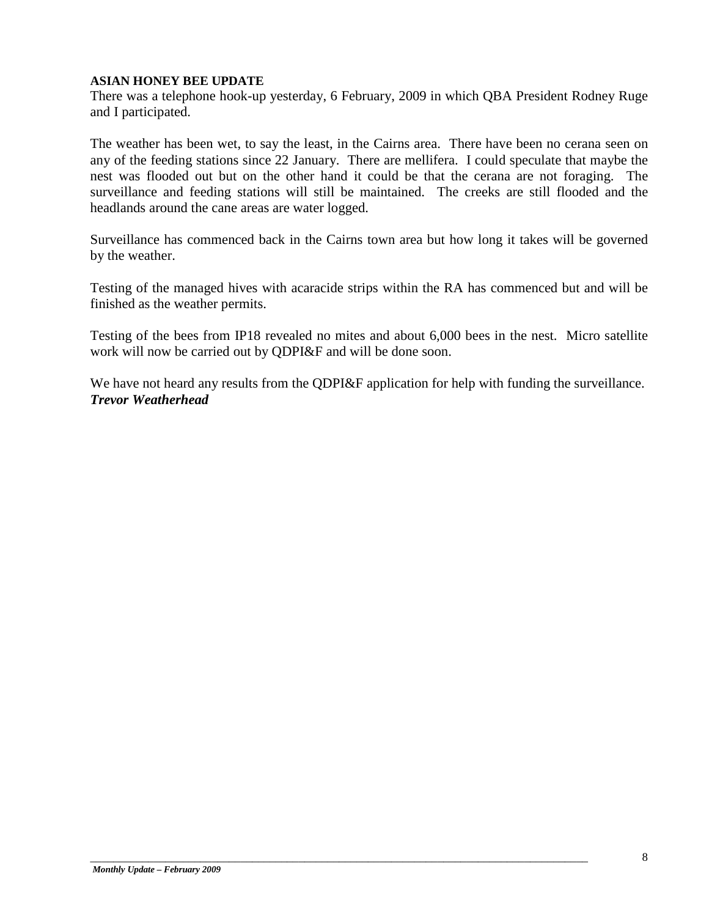**ASIAN HONEY BEE UPDATE**

There was a telephone hook-up yesterday, 6 February, 2009 in which QBA President Rodney Ruge and I participated.

The weather has been wet, to say the least, in the Cairns area. There have been no cerana seen on any of the feeding stations since 22 January. There are mellifera. I could speculate that maybe the nest was flooded out but on the other hand it could be that the cerana are not foraging. The surveillance and feeding stations will still be maintained. The creeks are still flooded and the headlands around the cane areas are water logged.

Surveillance has commenced back in the Cairns town area but how long it takes will be governed by the weather.

Testing of the managed hives with acaracide strips within the RA has commenced but and will be finished as the weather permits.

Testing of the bees from IP18 revealed no mites and about 6,000 bees in the nest. Micro satellite work will now be carried out by QDPI&F and will be done soon.

We have not heard any results from the QDPI&F application for help with funding the surveillance.

***Trevor Weatherhead***